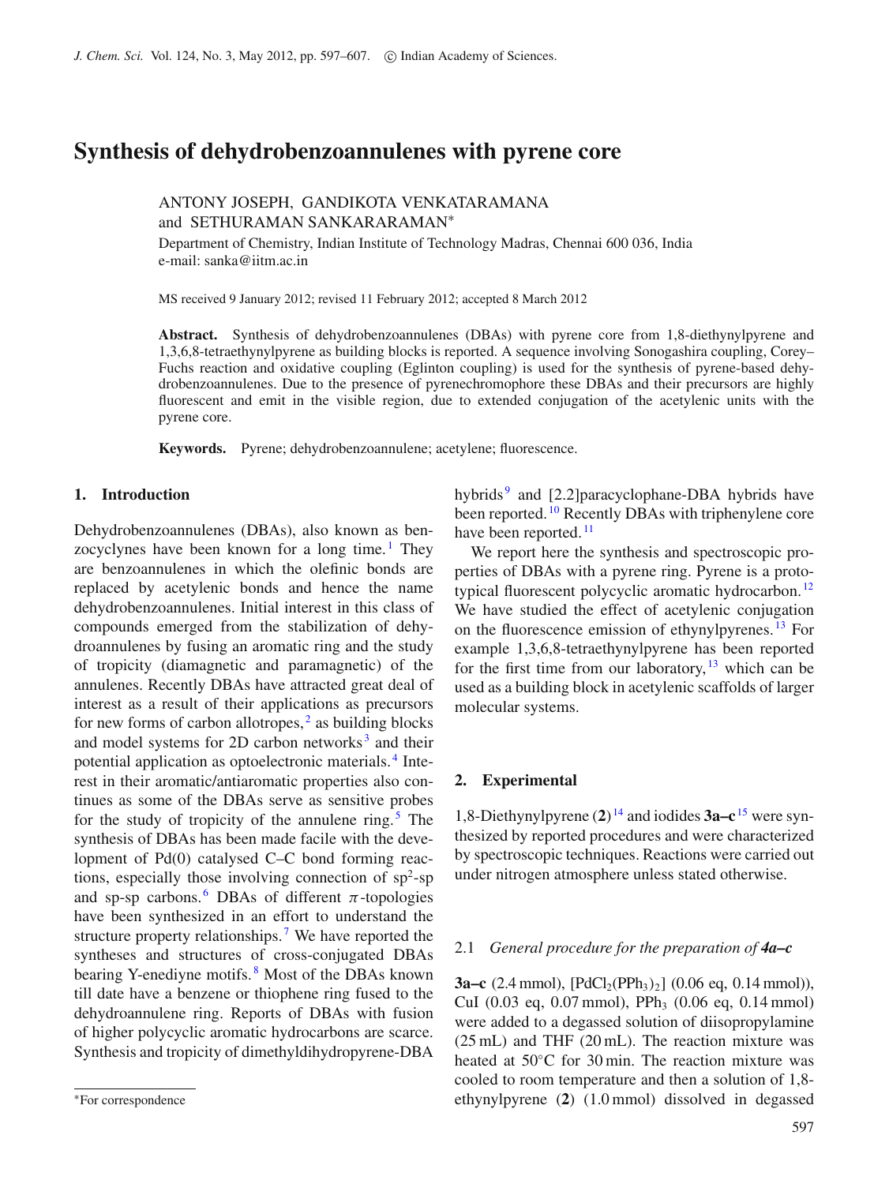# Synthesis of dehydrobenzoannulenes with pyrene core

ANTONY JOSEPH, GANDIKOTA VENKATARAMANA and SETHURAMAN SANKARARAMAN*

Department of Chemistry, Indian Institute of Technology Madras, Chennai 600 036, India
e-mail: sanka@iitm.ac.in

MS received 9 January 2012; revised 11 February 2012; accepted 8 March 2012

**Abstract.** Synthesis of dehydrobenzoannulenes (DBAs) with pyrene core from 1,8-diethynylpyrene and 1,3,6,8-tetraethynylpyrene as building blocks is reported. A sequence involving Sonogashira coupling, Corey–Fuchs reaction and oxidative coupling (Eglinton coupling) is used for the synthesis of pyrene-based dehydrobenzoannulenes. Due to the presence of pyrenechromophore these DBAs and their precursors are highly fluorescent and emit in the visible region, due to extended conjugation of the acetylenic units with the pyrene core.

**Keywords.** Pyrene; dehydrobenzoannulene; acetylene; fluorescence.

## 1. Introduction

Dehydrobenzoannulenes (DBAs), also known as benzocyclynes have been known for a long time.[1] They are benzoannulenes in which the olefinic bonds are replaced by acetylenic bonds and hence the name dehydrobenzoannulenes. Initial interest in this class of compounds emerged from the stabilization of dehydroannulenes by fusing an aromatic ring and the study of tropicity (diamagnetic and paramagnetic) of the annulenes. Recently DBAs have attracted great deal of interest as a result of their applications as precursors for new forms of carbon allotropes,[2] as building blocks and model systems for 2D carbon networks[3] and their potential application as optoelectronic materials.[4] Interest in their aromatic/antiaromatic properties also continues as some of the DBAs serve as sensitive probes for the study of tropicity of the annulene ring.[5] The synthesis of DBAs has been made facile with the development of Pd(0) catalysed C–C bond forming reactions, especially those involving connection of $sp^2$-sp and sp-sp carbons.[6] DBAs of different $\pi$-topologies have been synthesized in an effort to understand the structure property relationships.[7] We have reported the syntheses and structures of cross-conjugated DBAs bearing Y-enediyne motifs.[8] Most of the DBAs known till date have a benzene or thiophene ring fused to the dehydroannulene ring. Reports of DBAs with fusion of higher polycyclic aromatic hydrocarbons are scarce. Synthesis and tropicity of dimethyldihydropyrene-DBA hybrids[9] and [2.2]paracyclophane-DBA hybrids have been reported.[10] Recently DBAs with triphenylene core have been reported.[11]

We report here the synthesis and spectroscopic properties of DBAs with a pyrene ring. Pyrene is a prototypical fluorescent polycyclic aromatic hydrocarbon.[12] We have studied the effect of acetylenic conjugation on the fluorescence emission of ethynylpyrenes.[13] For example 1,3,6,8-tetraethynylpyrene has been reported for the first time from our laboratory,[13] which can be used as a building block in acetylenic scaffolds of larger molecular systems.

## 2. Experimental

1,8-Diethynylpyrene (**2**)[14] and iodides **3a–c**[15] were synthesized by reported procedures and were characterized by spectroscopic techniques. Reactions were carried out under nitrogen atmosphere unless stated otherwise.

### 2.1 *General procedure for the preparation of **4a–c***

**3a–c** (2.4 mmol), [$PdCl_2(PPh_3)_2$] (0.06 eq, 0.14 mmol)), CuI (0.03 eq, 0.07 mmol), $PPh_3$ (0.06 eq, 0.14 mmol) were added to a degassed solution of diisopropylamine (25 mL) and THF (20 mL). The reaction was heated at 50°C for 30 min. The reaction mixture was cooled to room temperature and then a solution of 1,8-ethynylpyrene (**2**) (1.0 mmol) dissolved in degassed

*For correspondence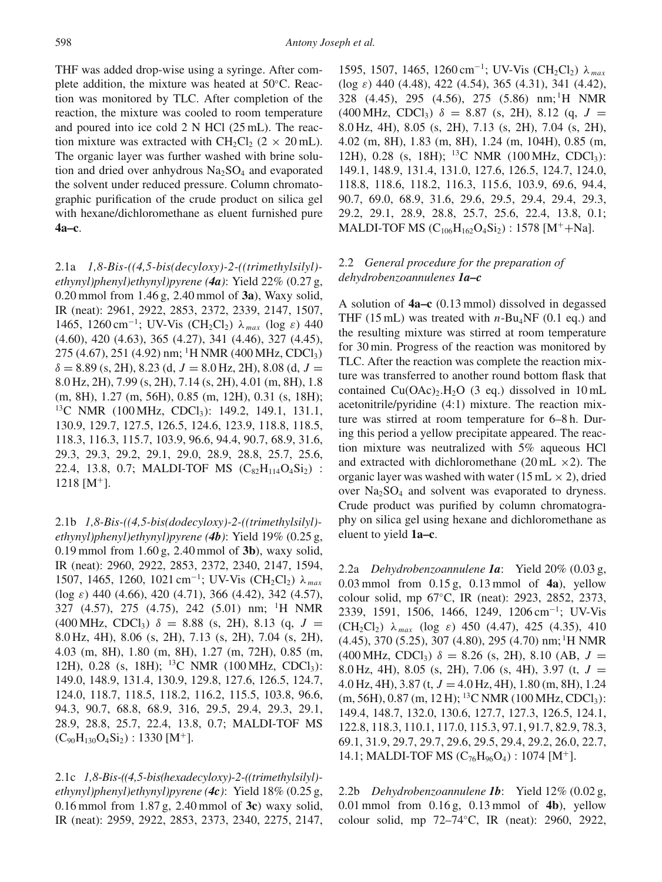THF was added drop-wise using a syringe. After complete addition, the mixture was heated at 50°C. Reaction was monitored by TLC. After completion of the reaction, the mixture was cooled to room temperature and poured into ice cold 2 N HCl (25 mL). The reaction mixture was extracted with $CH_2Cl_2$ (2 × 20 mL). The organic layer was further washed with brine solution and dried over anhydrous $Na_2SO_4$ and evaporated the solvent under reduced pressure. Column chromatographic purification of the crude product on silica gel with hexane/dichloromethane as eluent furnished pure **4a–c**.

2.1a *1,8-Bis-((4,5-bis(decyloxy)-2-((trimethylsilyl)-ethynyl)phenyl)ethynyl)pyrene (**4a**)*: Yield 22% (0.27 g, 0.20 mmol from 1.46 g, 2.40 mmol of **3a**), Waxy solid, IR (neat): 2961, 2922, 2853, 2372, 2339, 2147, 1507, 1465, 1260 cm$^{-1}$; UV-Vis ($CH_2Cl_2$) $\lambda_{max}$ (log $\varepsilon$) 440 (4.60), 420 (4.63), 365 (4.27), 341 (4.46), 327 (4.45), 275 (4.67), 251 (4.92) nm; $^1$H NMR (400 MHz, $CDCl_3$) $\delta$ = 8.89 (s, 2H), 8.23 (d, $J$ = 8.0 Hz, 2H), 8.08 (d, $J$ = 8.0 Hz, 2H), 7.99 (s, 2H), 7.14 (s, 2H), 4.01 (m, 8H), 1.8 (m, 8H), 1.27 (m, 56H), 0.85 (m, 12H), 0.31 (s, 18H); $^{13}$C NMR (100 MHz, $CDCl_3$): 149.2, 149.1, 131.1, 130.9, 129.7, 127.5, 126.5, 124.6, 123.9, 118.8, 118.5, 118.3, 116.3, 115.7, 103.9, 96.6, 94.4, 90.7, 68.9, 31.6, 29.3, 29.3, 29.2, 29.1, 29.0, 28.9, 28.8, 25.7, 25.6, 22.4, 13.8, 0.7; MALDI-TOF MS ($C_{82}H_{114}O_4Si_2$) : 1218 [M$^+$].

2.1b *1,8-Bis-((4,5-bis(dodecyloxy)-2-((trimethylsilyl)-ethynyl)phenyl)ethynyl)pyrene (**4b**)*: Yield 19% (0.25 g, 0.19 mmol from 1.60 g, 2.40 mmol of **3b**), waxy solid, IR (neat): 2960, 2922, 2853, 2372, 2340, 2147, 1594, 1507, 1465, 1260, 1021 cm$^{-1}$; UV-Vis ($CH_2Cl_2$) $\lambda_{max}$ (log $\varepsilon$) 440 (4.66), 420 (4.71), 366 (4.42), 342 (4.57), 327 (4.57), 275 (4.75), 242 (5.01) nm; $^1$H NMR (400 MHz, $CDCl_3$) $\delta$ = 8.88 (s, 2H), 8.13 (q, $J$ = 8.0 Hz, 4H), 8.06 (s, 2H), 7.13 (s, 2H), 7.04 (s, 2H), 4.03 (m, 8H), 1.80 (m, 8H), 1.27 (m, 72H), 0.85 (m, 12H), 0.28 (s, 18H); $^{13}$C NMR (100 MHz, $CDCl_3$): 149.0, 148.9, 131.4, 130.9, 129.8, 127.6, 126.5, 124.7, 124.0, 118.7, 118.5, 118.2, 116.2, 115.5, 103.8, 96.6, 94.3, 90.7, 68.8, 68.9, 316, 29.5, 29.4, 29.3, 29.1, 28.9, 28.8, 25.7, 22.4, 13.8, 0.7; MALDI-TOF MS ($C_{90}H_{130}O_4Si_2$) : 1330 [M$^+$].

2.1c *1,8-Bis-((4,5-bis(hexadecyloxy)-2-((trimethylsilyl)-ethynyl)phenyl)ethynyl)pyrene (**4c**)*: Yield 18% (0.25 g, 0.16 mmol from 1.87 g, 2.40 mmol of **3c**) waxy solid, IR (neat): 2959, 2922, 2853, 2373, 2340, 2275, 2147, 1595, 1507, 1465, 1260 cm$^{-1}$; UV-Vis ($CH_2Cl_2$) $\lambda_{max}$ (log $\varepsilon$) 440 (4.48), 422 (4.54), 365 (4.31), 341 (4.42), 328 (4.45), 295 (4.56), 275 (5.86) nm; $^1$H NMR (400 MHz, $CDCl_3$) $\delta$ = 8.87 (s, 2H), 8.12 (q, $J$ = 8.0 Hz, 4H), 8.05 (s, 2H), 7.13 (s, 2H), 7.04 (s, 2H), 4.02 (m, 8H), 1.83 (m, 8H), 1.24 (m, 104H), 0.85 (m, 12H), 0.28 (s, 18H); $^{13}$C NMR (100 MHz, $CDCl_3$): 149.1, 148.9, 131.4, 131.0, 127.6, 126.5, 124.7, 124.0, 118.8, 118.6, 118.2, 116.3, 115.6, 103.9, 69.6, 96.6, 94.4, 90.7, 69.0, 68.9, 31.6, 29.6, 29.5, 29.4, 29.4, 29.3, 29.2, 29.1, 28.9, 28.8, 25.7, 25.6, 22.4, 13.8, 0.1; MALDI-TOF MS ($C_{106}H_{162}O_4Si_2$) : 1578 [M$^+$+Na].

## 2.2 *General procedure for the preparation of dehydrobenzoannulenes **1a–c***

A solution of **4a–c** (0.13 mmol) dissolved in degassed THF (15 mL) was treated with $n$-$Bu_4NF$ (0.1 eq.) and the resulting mixture was stirred at room temperature for 30 min. Progress of the reaction was monitored by TLC. After the reaction was complete the reaction mixture was transferred to another round bottom flask that contained $Cu(OAc)_2.H_2O$ (3 eq.) dissolved in 10 mL acetonitrile/pyridine (4:1) mixture. The reaction mixture was stirred at room temperature for 6–8 h. During this period a yellow precipitate appeared. The reaction mixture was neutralized with 5% aqueous HCl and extracted with dichloromethane (20 mL ×2). The organic layer was washed with water (15 mL × 2), dried over $Na_2SO_4$ and solvent was evaporated to dryness. Crude product was purified by column chromatography on silica gel using hexane and dichloromethane as eluent to yield **1a–c**.

2.2a *Dehydrobenzoannulene **1a***: Yield 20% (0.03 g, 0.03 mmol from 0.15 g, 0.13 mmol of **4a**), yellow colour solid, mp 67°C, IR (neat): 2923, 2852, 2373, 2339, 1591, 1506, 1466, 1249, 1206 cm$^{-1}$; UV-Vis ($CH_2Cl_2$) $\lambda_{max}$ (log $\varepsilon$) 450 (4.47), 425 (4.35), 410 (4.45), 370 (5.25), 307 (4.80), 295 (4.70) nm; $^1$H NMR (400 MHz, $CDCl_3$) $\delta$ = 8.26 (s, 2H), 8.10 (AB, $J$ = 8.0 Hz, 4H), 8.05 (s, 2H), 7.06 (s, 4H), 3.97 (t, $J$ = 4.0 Hz, 4H), 3.87 (t, $J$ = 4.0 Hz, 4H), 1.80 (m, 8H), 1.24 (m, 56H), 0.87 (m, 12 H); $^{13}$C NMR (100 MHz, $CDCl_3$): 149.4, 148.7, 132.0, 130.6, 127.7, 127.3, 126.5, 124.1, 122.8, 118.3, 110.1, 117.0, 115.3, 97.1, 91.7, 82.9, 78.3, 69.1, 31.9, 29.7, 29.7, 29.6, 29.5, 29.4, 29.2, 26.0, 22.7, 14.1; MALDI-TOF MS ($C_{76}H_{96}O_4$) : 1074 [M$^+$].

2.2b *Dehydrobenzoannulene **1b***: Yield 12% (0.02 g, 0.01 mmol from 0.16 g, 0.13 mmol of **4b**), yellow colour solid, mp 72–74°C, IR (neat): 2960, 2922,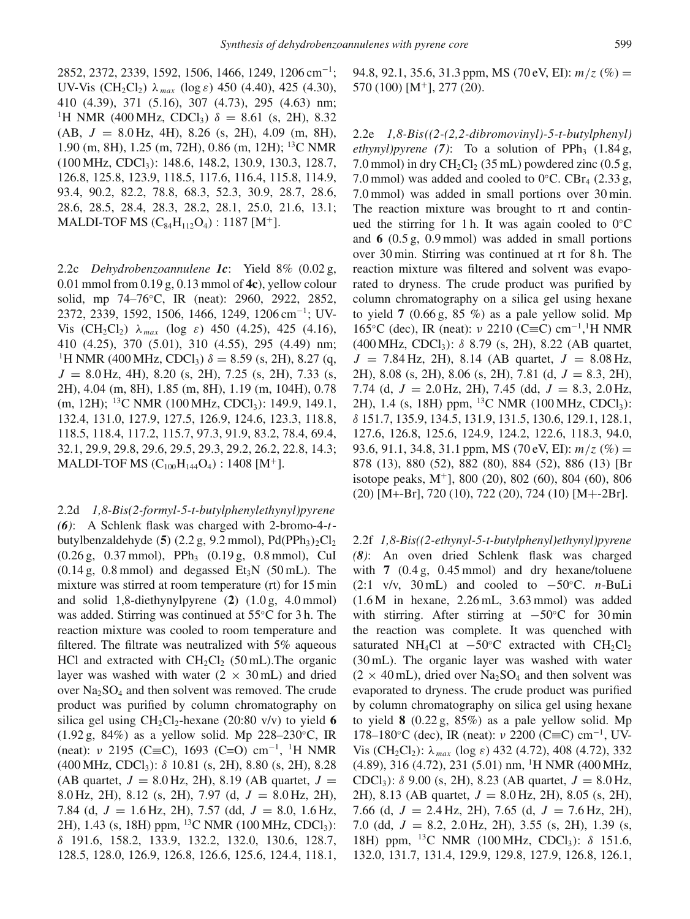2852, 2372, 2339, 1592, 1506, 1466, 1249, 1206 cm$^{-1}$; UV-Vis ($CH_2Cl_2$) $\lambda_{max}$ (log $\varepsilon$) 450 (4.40), 425 (4.30), 410 (4.39), 371 (5.16), 307 (4.73), 295 (4.63) nm; $^1$H NMR (400 MHz, $CDCl_3$) $\delta$ = 8.61 (s, 2H), 8.32 (AB, $J$ = 8.0 Hz, 4H), 8.26 (s, 2H), 4.09 (m, 8H), 1.90 (m, 8H), 1.25 (m, 72H), 0.86 (m, 12H); $^{13}$C NMR (100 MHz, $CDCl_3$): 148.6, 148.2, 130.9, 130.3, 128.7, 126.8, 125.8, 123.9, 118.5, 117.6, 116.4, 115.8, 114.9, 93.4, 90.2, 82.2, 78.8, 68.3, 52.3, 30.9, 28.7, 28.6, 28.6, 28.5, 28.4, 28.3, 28.2, 28.1, 25.0, 21.6, 13.1; MALDI-TOF MS ($C_{84}H_{112}O_4$) : 1187 [M$^+$].

2.2c *Dehydrobenzoannulene **1c***: Yield 8% (0.02 g, 0.01 mmol from 0.19 g, 0.13 mmol of **4c**), yellow colour solid, mp 74–76°C, IR (neat): 2960, 2922, 2852, 2372, 2339, 1592, 1506, 1466, 1249, 1206 cm$^{-1}$; UV-Vis ($CH_2Cl_2$) $\lambda_{max}$ (log $\varepsilon$) 450 (4.25), 425 (4.16), 410 (4.25), 370 (5.01), 310 (4.55), 295 (4.49) nm; $^1$H NMR (400 MHz, $CDCl_3$) $\delta$ = 8.59 (s, 2H), 8.27 (q, $J$ = 8.0 Hz, 4H), 8.20 (s, 2H), 7.25 (s, 2H), 7.33 (s, 2H), 4.04 (m, 8H), 1.85 (m, 8H), 1.19 (m, 104H), 0.78 (m, 12H); $^{13}$C NMR (100 MHz, $CDCl_3$): 149.9, 149.1, 132.4, 131.0, 127.9, 127.5, 126.9, 124.6, 123.3, 118.8, 118.5, 118.4, 117.2, 115.7, 97.3, 91.9, 83.2, 78.4, 69.4, 32.1, 29.9, 29.8, 29.6, 29.5, 29.3, 29.2, 26.2, 22.8, 14.3; MALDI-TOF MS ($C_{100}H_{144}O_4$) : 1408 [M$^+$].

2.2d *1,8-Bis(2-formyl-5-t-butylphenylethynyl)pyrene (**6**)*: A Schlenk flask was charged with 2-bromo-4-*t*-butylbenzaldehyde (**5**) (2.2 g, 9.2 mmol), $Pd(PPh_3)_2Cl_2$ (0.26 g, 0.37 mmol), $PPh_3$ (0.19 g, 0.8 mmol), CuI (0.14 g, 0.8 mmol) and degassed $Et_3N$ (50 mL). The mixture was stirred at room temperature (rt) for 15 min and solid 1,8-diethynylpyrene (**2**) (1.0 g, 4.0 mmol) was added. Stirring was continued at 55°C for 3 h. The reaction mixture was cooled to room temperature and filtered. The filtrate was neutralized with 5% aqueous HCl and extracted with $CH_2Cl_2$ (50 mL).The organic layer was washed with water (2 × 30 mL) and dried over $Na_2SO_4$ and then solvent was removed. The crude product was purified by column chromatography on silica gel using $CH_2Cl_2$-hexane (20:80 v/v) to yield **6** (1.92 g, 84%) as a yellow solid. Mp 228–230°C, IR (neat): $\nu$ 2195 (C≡C), 1693 (C=O) cm$^{-1}$, $^1$H NMR (400 MHz, $CDCl_3$): $\delta$ 10.81 (s, 2H), 8.80 (s, 2H), 8.28 (AB quartet, $J$ = 8.0 Hz, 2H), 8.19 (AB quartet, $J$ = 8.0 Hz, 2H), 8.12 (s, 2H), 7.97 (d, $J$ = 8.0 Hz, 2H), 7.84 (d, $J$ = 1.6 Hz, 2H), 7.57 (dd, $J$ = 8.0, 1.6 Hz, 2H), 1.43 (s, 18H) ppm, $^{13}$C NMR (100 MHz, $CDCl_3$): $\delta$ 191.6, 158.2, 133.9, 132.2, 132.0, 130.6, 128.7, 128.5, 128.0, 126.9, 126.8, 126.6, 125.6, 124.4, 118.1, 94.8, 92.1, 35.6, 31.3 ppm, MS (70 eV, EI): $m/z$ (%) = 570 (100) [M$^+$], 277 (20).

2.2e *1,8-Bis((2-(2,2-dibromovinyl)-5-t-butylphenyl) ethynyl)pyrene (**7**)*: To a solution of $PPh_3$ (1.84 g, 7.0 mmol) in dry $CH_2Cl_2$ (35 mL) powdered zinc (0.5 g, 7.0 mmol) was added and cooled to 0°C. $CBr_4$ (2.33 g, 7.0 mmol) was added in small portions over 30 min. The reaction mixture was brought to rt and continued the stirring for 1 h. It was again cooled to 0°C and **6** (0.5 g, 0.9 mmol) was added in small portions over 30 min. Stirring was continued at rt for 8 h. The reaction mixture was filtered and solvent was evaporated to dryness. The crude product was purified by column chromatography on a silica gel using hexane to yield **7** (0.66 g, 85 %) as a pale yellow solid. Mp 165°C (dec), IR (neat): $\nu$ 2210 (C≡C) cm$^{-1}$,$^1$H NMR (400 MHz, $CDCl_3$): $\delta$ 8.79 (s, 2H), 8.22 (AB quartet, $J$ = 7.84 Hz, 2H), 8.14 (AB quartet, $J$ = 8.08 Hz, 2H), 8.08 (s, 2H), 8.06 (s, 2H), 7.81 (d, $J$ = 8.3, 2H), 7.74 (d, $J$ = 2.0 Hz, 2H), 7.45 (dd, $J$ = 8.3, 2.0 Hz, 2H), 1.4 (s, 18H) ppm, $^{13}$C NMR (100 MHz, $CDCl_3$): $\delta$ 151.7, 135.9, 134.5, 131.9, 131.5, 130.6, 129.1, 128.1, 127.6, 126.8, 125.6, 124.9, 124.2, 122.6, 118.3, 94.0, 93.6, 91.1, 34.8, 31.1 ppm, MS (70 eV, EI): $m/z$ (%) = 878 (13), 880 (52), 882 (80), 884 (52), 886 (13) [Br isotope peaks, M$^+$], 800 (20), 802 (60), 804 (60), 806 (20) [M+-Br], 720 (10), 722 (20), 724 (10) [M+-2Br].

2.2f *1,8-Bis((2-ethynyl-5-t-butylphenyl)ethynyl)pyrene (**8**)*: An oven dried Schlenk flask was charged with **7** (0.4 g, 0.45 mmol) and dry hexane/toluene (2:1 v/v, 30 mL) and cooled to −50°C. *n*-BuLi (1.6 M in hexane, 2.26 mL, 3.63 mmol) was added with stirring. After stirring at −50°C for 30 min the reaction was complete. It was quenched with saturated $NH_4Cl$ at −50°C extracted with $CH_2Cl_2$ (30 mL). The organic layer was washed with water (2 × 40 mL), dried over $Na_2SO_4$ and then solvent was evaporated to dryness. The crude product was purified by column chromatography on silica gel using hexane to yield **8** (0.22 g, 85%) as a pale yellow solid. Mp 178–180°C (dec), IR (neat): $\nu$ 2200 (C≡C) cm$^{-1}$, UV-Vis ($CH_2Cl_2$): $\lambda_{max}$ (log $\varepsilon$) 432 (4.72), 408 (4.72), 332 (4.89), 316 (4.72), 231 (5.01) nm, $^1$H NMR (400 MHz, $CDCl_3$): $\delta$ 9.00 (s, 2H), 8.23 (AB quartet, $J$ = 8.0 Hz, 2H), 8.13 (AB quartet, $J$ = 8.0 Hz, 2H), 8.05 (s, 2H), 7.66 (d, $J$ = 2.4 Hz, 2H), 7.65 (d, $J$ = 7.6 Hz, 2H), 7.0 (dd, $J$ = 8.2, 2.0 Hz, 2H), 3.55 (s, 2H), 1.39 (s, 18H) ppm, $^{13}$C NMR (100 MHz, $CDCl_3$): $\delta$ 151.6, 132.0, 131.7, 131.4, 129.9, 129.8, 127.9, 126.8, 126.1,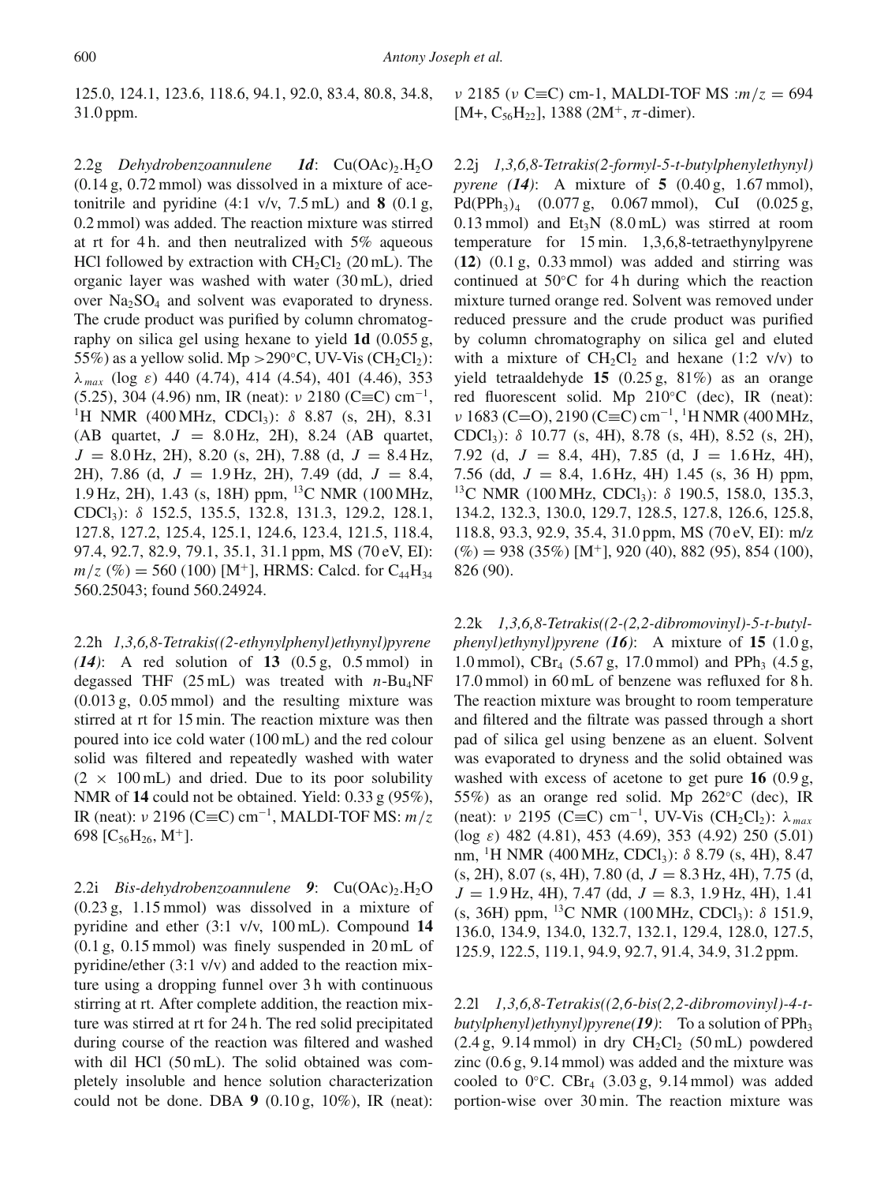125.0, 124.1, 123.6, 118.6, 94.1, 92.0, 83.4, 80.8, 34.8, 31.0 ppm.

2.2g *Dehydrobenzoannulene* **1d**: $Cu(OAc)_2.H_2O$ (0.14 g, 0.72 mmol) was dissolved in a mixture of acetonitrile and pyridine (4:1 v/v, 7.5 mL) and **8** (0.1 g, 0.2 mmol) was added. The reaction mixture was stirred at rt for 4 h. and then neutralized with 5% aqueous HCl followed by extraction with $CH_2Cl_2$ (20 mL). The organic layer was washed with water (30 mL), dried over $Na_2SO_4$ and solvent was evaporated to dryness. The crude product was purified by column chromatography on silica gel using hexane to yield **1d** (0.055 g, 55%) as a yellow solid. Mp >290°C, UV-Vis ($CH_2Cl_2$): $\lambda_{max}$ (log $\varepsilon$) 440 (4.74), 414 (4.54), 401 (4.46), 353 (5.25), 304 (4.96) nm, IR (neat): $\nu$ 2180 (C≡C) $cm^{-1}$, $^1$H NMR (400 MHz, $CDCl_3$): $\delta$ 8.87 (s, 2H), 8.31 (AB quartet, $J$ = 8.0 Hz, 2H), 8.24 (AB quartet, $J$ = 8.0 Hz, 2H), 8.20 (s, 2H), 7.88 (d, $J$ = 8.4 Hz, 2H), 7.86 (d, $J$ = 1.9 Hz, 2H), 7.49 (dd, $J$ = 8.4, 1.9 Hz, 2H), 1.43 (s, 18H) ppm, $^{13}$C NMR (100 MHz, $CDCl_3$): $\delta$ 152.5, 135.5, 132.8, 131.3, 129.2, 128.1, 127.8, 127.2, 125.4, 125.1, 124.6, 123.4, 121.5, 118.4, 97.4, 92.7, 82.9, 79.1, 35.1, 31.1 ppm, MS (70 eV, EI): $m/z$ (%) = 560 (100) [M$^+$], HRMS: Calcd. for $C_{44}H_{34}$ 560.25043; found 560.24924.

2.2h *1,3,6,8-Tetrakis((2-ethynylphenyl)ethynyl)pyrene (**14**)*: A red solution of **13** (0.5 g, 0.5 mmol) in degassed THF (25 mL) was treated with $n$-$Bu_4NF$ (0.013 g, 0.05 mmol) and the resulting mixture was stirred at rt for 15 min. The reaction mixture was then poured into ice cold water (100 mL) and the red colour solid was filtered and repeatedly washed with water (2 × 100 mL) and dried. Due to its poor solubility NMR of **14** could not be obtained. Yield: 0.33 g (95%), IR (neat): $\nu$ 2196 (C≡C) $cm^{-1}$, MALDI-TOF MS: $m/z$ 698 [$C_{56}H_{26}$, M$^+$].

2.2i *Bis-dehydrobenzoannulene* **9**: $Cu(OAc)_2.H_2O$ (0.23 g, 1.15 mmol) was dissolved in a mixture of pyridine and ether (3:1 v/v, 100 mL). Compound **14** (0.1 g, 0.15 mmol) was finely suspended in 20 mL of pyridine/ether (3:1 v/v) and added to the reaction mixture using a dropping funnel over 3 h with continuous stirring at rt. After complete addition, the reaction mixture was stirred at rt for 24 h. The red solid precipitated during course of the reaction was filtered and washed with dil HCl (50 mL). The solid obtained was completely insoluble and hence solution characterization could not be done. DBA **9** (0.10 g, 10%), IR (neat): $\nu$ 2185 ($\nu$ C≡C) cm-1, MALDI-TOF MS :$m/z$ = 694 [M+, $C_{56}H_{22}$], 1388 (2M$^+$, $\pi$-dimer).

2.2j *1,3,6,8-Tetrakis(2-formyl-5-t-butylphenylethynyl) pyrene (**14**)*: A mixture of **5** (0.40 g, 1.67 mmol), $Pd(PPh_3)_4$ (0.077 g, 0.067 mmol), CuI (0.025 g, 0.13 mmol) and $Et_3N$ (8.0 mL) was stirred at room temperature for 15 min. 1,3,6,8-tetraethynylpyrene (**12**) (0.1 g, 0.33 mmol) was added and stirring was continued at 50°C for 4 h during which the reaction mixture turned orange red. Solvent was removed under reduced pressure and the crude product was purified by column chromatography on silica gel and eluted with a mixture of $CH_2Cl_2$ and hexane (1:2 v/v) to yield tetraaldehyde **15** (0.25 g, 81%) as an orange red fluorescent solid. Mp 210°C (dec), IR (neat): $\nu$ 1683 (C=O), 2190 (C≡C) $cm^{-1}$, $^1$H NMR (400 MHz, $CDCl_3$): $\delta$ 10.77 (s, 4H), 8.78 (s, 4H), 8.52 (s, 2H), 7.92 (d, $J$ = 8.4, 4H), 7.85 (d, J = 1.6 Hz, 4H), 7.56 (dd, $J$ = 8.4, 1.6 Hz, 4H) 1.45 (s, 36 H) ppm, $^{13}$C NMR (100 MHz, $CDCl_3$): $\delta$ 190.5, 158.0, 135.3, 134.2, 132.3, 130.0, 129.7, 128.5, 127.8, 126.6, 125.8, 118.8, 93.3, 92.9, 35.4, 31.0 ppm, MS (70 eV, EI): m/z (%) = 938 (35%) [M$^+$], 920 (40), 882 (95), 854 (100), 826 (90).

2.2k *1,3,6,8-Tetrakis((2-(2,2-dibromovinyl)-5-t-butylphenyl)ethynyl)pyrene (**16**)*: A mixture of **15** (1.0 g, 1.0 mmol), $CBr_4$ (5.67 g, 17.0 mmol) and $PPh_3$ (4.5 g, 17.0 mmol) in 60 mL of benzene was refluxed for 8 h. The reaction mixture was brought to room temperature and filtered and the filtrate was passed through a short pad of silica gel using benzene as an eluent. Solvent was evaporated to dryness and the solid obtained was washed with excess of acetone to get pure **16** (0.9 g, 55%) as an orange red solid. Mp 262°C (dec), IR (neat): $\nu$ 2195 (C≡C) $cm^{-1}$, UV-Vis ($CH_2Cl_2$): $\lambda_{max}$ (log $\varepsilon$) 482 (4.81), 453 (4.69), 353 (4.92) 250 (5.01) nm, $^1$H NMR (400 MHz, $CDCl_3$): $\delta$ 8.79 (s, 4H), 8.47 (s, 2H), 8.07 (s, 4H), 7.80 (d, $J$ = 8.3 Hz, 4H), 7.75 (d, $J$ = 1.9 Hz, 4H), 7.47 (dd, $J$ = 8.3, 1.9 Hz, 4H), 1.41 (s, 36H) ppm, $^{13}$C NMR (100 MHz, $CDCl_3$): $\delta$ 151.9, 136.0, 134.9, 134.0, 132.7, 132.1, 129.4, 128.0, 127.5, 125.9, 122.5, 119.1, 94.9, 92.7, 91.4, 34.9, 31.2 ppm.

2.2l *1,3,6,8-Tetrakis((2,6-bis(2,2-dibromovinyl)-4-t-butylphenyl)ethynyl)pyrene(**19**)*: To a solution of $PPh_3$ (2.4 g, 9.14 mmol) in dry $CH_2Cl_2$ (50 mL) powdered zinc (0.6 g, 9.14 mmol) was added and the mixture was cooled to 0°C. $CBr_4$ (3.03 g, 9.14 mmol) was added portion-wise over 30 min. The reaction mixture was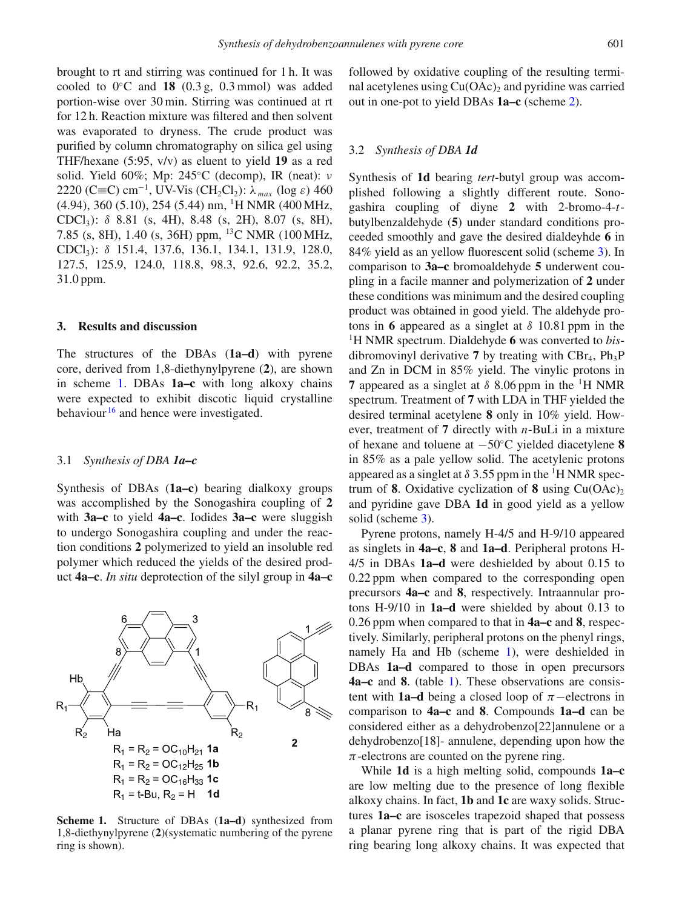brought to rt and stirring was continued for 1 h. It was cooled to 0°C and **18** (0.3 g, 0.3 mmol) was added portion-wise over 30 min. Stirring was continued at rt for 12 h. Reaction mixture was filtered and then solvent was evaporated to dryness. The crude product was purified by column chromatography on silica gel using THF/hexane (5:95, v/v) as eluent to yield **19** as a red solid. Yield 60%; Mp: 245°C (decomp), IR (neat): $\nu$ 2220 (C≡C) cm$^{-1}$, UV-Vis ($CH_2Cl_2$): $\lambda_{max}$ (log $\varepsilon$) 460 (4.94), 360 (5.10), 254 (5.44) nm, $^1$H NMR (400 MHz, $CDCl_3$): $\delta$ 8.81 (s, 4H), 8.48 (s, 2H), 8.07 (s, 8H), 7.85 (s, 8H), 1.40 (s, 36H) ppm, $^{13}$C NMR (100 MHz, $CDCl_3$): $\delta$ 151.4, 137.6, 136.1, 134.1, 131.9, 128.0, 127.5, 125.9, 124.0, 118.8, 98.3, 92.6, 92.2, 35.2, 31.0 ppm.

## 3. Results and discussion

The structures of the DBAs (**1a–d**) with pyrene core, derived from 1,8-diethynylpyrene (**2**), are shown in scheme 1. DBAs **1a–c** with long alkoxy chains were expected to exhibit discotic liquid crystalline behaviour[16] and hence were investigated.

### 3.1 *Synthesis of DBA 1a–c*

Synthesis of DBAs (**1a–c**) bearing dialkoxy groups was accomplished by the Sonogashira coupling of **2** with **3a–c** to yield **4a–c**. Iodides **3a–c** were sluggish to undergo Sonogashira coupling and under the reaction conditions **2** polymerized to yield an insoluble red polymer which reduced the yields of the desired product **4a–c**. *In situ* deprotection of the silyl group in **4a–c** followed by oxidative coupling of the resulting terminal acetylenes using $Cu(OAc)_2$ and pyridine was carried out in one-pot to yield DBAs **1a–c** (scheme 2).

$R_1 = R_2 = OC_{10}H_{21}$ **1a**
$R_1 = R_2 = OC_{12}H_{25}$ **1b**
$R_1 = R_2 = OC_{16}H_{33}$ **1c**
$R_1$ = t-Bu, $R_2$ = H **1d**

**Scheme 1.** Structure of DBAs (**1a–d**) synthesized from 1,8-diethynylpyrene (**2**)(systematic numbering of the pyrene ring is shown).

### 3.2 *Synthesis of DBA 1d*

Synthesis of **1d** bearing *tert*-butyl group was accomplished following a slightly different route. Sonogashira coupling of diyne **2** with 2-bromo-4-*t*-butylbenzaldehyde (**5**) under standard conditions proceeded smoothly and gave the desired dialdeyhde **6** in 84% yield as an yellow fluorescent solid (scheme 3). In comparison to **3a–c** bromoaldehyde **5** underwent coupling in a facile manner and polymerization of **2** under these conditions was minimum and the desired coupling product was obtained in good yield. The aldehyde protons in **6** appeared as a singlet at $\delta$ 10.81 ppm in the $^1$H NMR spectrum. Dialdehyde **6** was converted to *bis*-dibromovinyl derivative **7** by treating with $CBr_4$, $Ph_3P$ and Zn in DCM in 85% yield. The vinylic protons in **7** appeared as a singlet at $\delta$ 8.06 ppm in the $^1$H NMR spectrum. Treatment of **7** with LDA in THF yielded the desired terminal acetylene **8** only in 10% yield. However, treatment of **7** directly with *n*-BuLi in a mixture of hexane and toluene at −50°C yielded diacetylene **8** in 85% as a pale yellow solid. The acetylenic protons appeared as a singlet at $\delta$ 3.55 ppm in the $^1$H NMR spectrum of **8**. Oxidative cyclization of **8** using $Cu(OAc)_2$ and pyridine gave DBA **1d** in good yield as a yellow solid (scheme 3).

Pyrene protons, namely H-4/5 and H-9/10 appeared as singlets in **4a–c**, **8** and **1a–d**. Peripheral protons H-4/5 in DBAs **1a–d** were deshielded by about 0.15 to 0.22 ppm when compared to the corresponding open precursors **4a–c** and **8**, respectively. Intraannular protons H-9/10 in **1a–d** were shielded by about 0.13 to 0.26 ppm when compared to that in **4a–c** and **8**, respectively. Similarly, peripheral protons on the phenyl rings, namely Ha and Hb (scheme 1), were deshielded in DBAs **1a–d** compared to those in open precursors **4a–c** and **8**. (table 1). These observations are consistent with **1a–d** being a closed loop of $\pi$−electrons in comparison to **4a–c** and **8**. Compounds **1a–d** can be considered either as a dehydrobenzo[22]annulene or a dehydrobenzo[18]- annulene, depending upon how the $\pi$-electrons are counted on the pyrene ring.

While **1d** is a high melting solid, compounds **1a–c** are low melting due to the presence of long flexible alkoxy chains. In fact, **1b** and **1c** are waxy solids. Structures **1a–c** are isosceles trapezoid shaped that possess a planar pyrene ring that is part of the rigid DBA ring bearing long alkoxy chains. It was expected that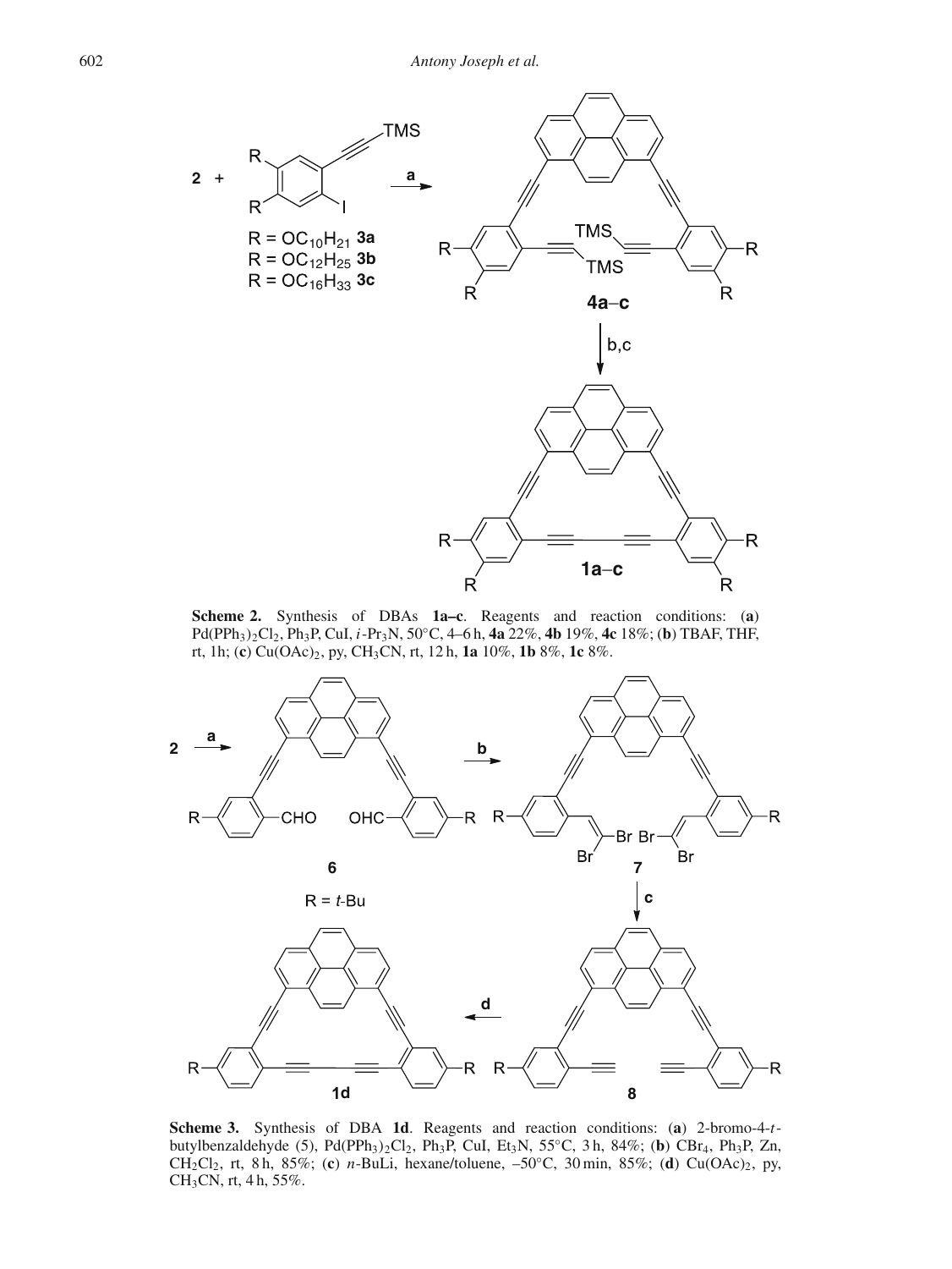**Scheme 2.** Synthesis of DBAs **1a–c**. Reagents and reaction conditions: (**a**) $Pd(PPh_3)_2Cl_2$, $Ph_3P$, CuI, *i*-$Pr_3N$, 50°C, 4–6 h, **4a** 22%, **4b** 19%, **4c** 18%; (**b**) TBAF, THF, rt, 1h; (**c**) $Cu(OAc)_2$, py, $CH_3CN$, rt, 12 h, **1a** 10%, **1b** 8%, **1c** 8%.

**Scheme 3.** Synthesis of DBA **1d**. Reagents and reaction conditions: (**a**) 2-bromo-4-*t*-butylbenzaldehyde (5), $Pd(PPh_3)_2Cl_2$, $Ph_3P$, CuI, $Et_3N$, 55°C, 3 h, 84%; (**b**) $CBr_4$, $Ph_3P$, Zn, $CH_2Cl_2$, rt, 8 h, 85%; (**c**) *n*-BuLi, hexane/toluene, –50°C, 30 min, 85%; (**d**) $Cu(OAc)_2$, py, $CH_3CN$, rt, 4 h, 55%.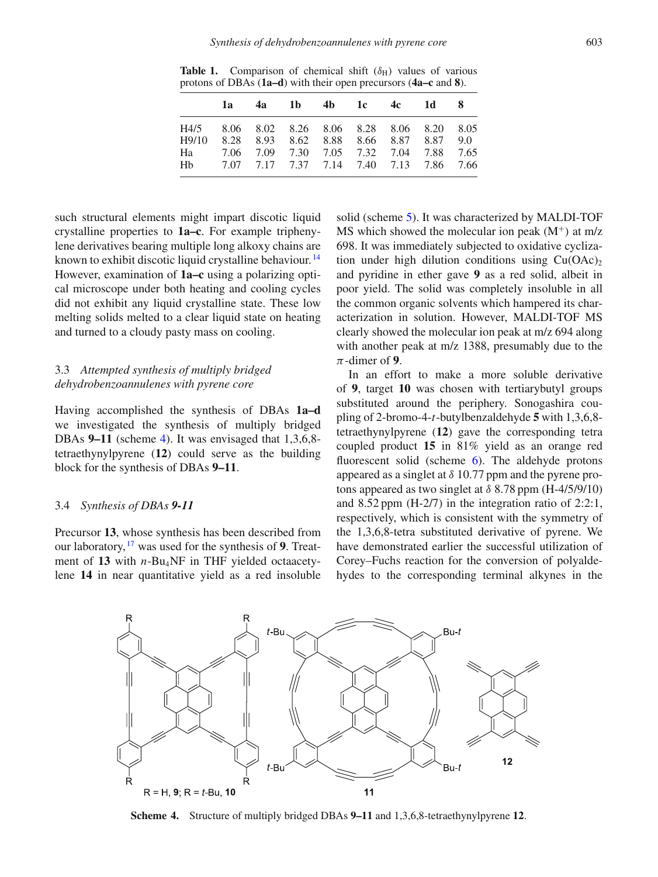**Table 1.** Comparison of chemical shift ($\delta_H$) values of various protons of DBAs (**1a–d**) with their open precursors (**4a–c** and **8**).

| | **1a** | **4a** | **1b** | **4b** | **1c** | **4c** | **1d** | **8** |
|---|---|---|---|---|---|---|---|---|
| H4/5 | 8.06 | 8.02 | 8.26 | 8.06 | 8.28 | 8.06 | 8.20 | 8.05 |
| H9/10 | 8.28 | 8.93 | 8.62 | 8.88 | 8.66 | 8.87 | 8.87 | 9.0 |
| Ha | 7.06 | 7.09 | 7.30 | 7.05 | 7.32 | 7.04 | 7.88 | 7.65 |
| Hb | 7.07 | 7.17 | 7.37 | 7.14 | 7.40 | 7.13 | 7.86 | 7.66 |

such structural elements might impart discotic liquid crystalline properties to **1a–c**. For example triphenylene derivatives bearing multiple long alkoxy chains are known to exhibit discotic liquid crystalline behaviour.[14] However, examination of **1a–c** using a polarizing optical microscope under both heating and cooling cycles did not exhibit any liquid crystalline state. These low melting solids melted to a clear liquid state on heating and turned to a cloudy pasty mass on cooling.

### 3.3 *Attempted synthesis of multiply bridged dehydrobenzoannulenes with pyrene core*

Having accomplished the synthesis of DBAs **1a–d** we investigated the synthesis of multiply bridged DBAs **9–11** (scheme 4). It was envisaged that 1,3,6,8-tetraethynylpyrene (**12**) could serve as the building block for the synthesis of DBAs **9–11**.

### 3.4 *Synthesis of DBAs 9-11*

Precursor **13**, whose synthesis has been described from our laboratory,[17] was used for the synthesis of **9**. Treatment of **13** with $n$-Bu$_4$NF in THF yielded octaacetylene **14** in near quantitative yield as a red insoluble solid (scheme 5). It was characterized by MALDI-TOF MS which showed the molecular ion peak ($M^+$) at m/z 698. It was immediately subjected to oxidative cyclization under high dilution conditions using $Cu(OAc)_2$ and pyridine in ether gave **9** as a red solid, albeit in poor yield. The solid was completely insoluble in all the common organic solvents which hampered its characterization in solution. However, MALDI-TOF MS clearly showed the molecular ion peak at m/z 694 along with another peak at m/z 1388, presumably due to the $\pi$-dimer of **9**.

In an effort to make a more soluble derivative of **9**, target **10** was chosen with tertiarybutyl groups substituted around the periphery. Sonogashira coupling of 2-bromo-4-$t$-butylbenzaldehyde **5** with 1,3,6,8-tetraethynylpyrene (**12**) gave the corresponding tetra coupled product **15** in 81% yield as an orange red fluorescent solid (scheme 6). The aldehyde protons appeared as a singlet at $\delta$ 10.77 ppm and the pyrene protons appeared as two singlet at $\delta$ 8.78 ppm (H-4/5/9/10) and 8.52 ppm (H-2/7) in the integration ratio of 2:2:1, respectively, which is consistent with the symmetry of the 1,3,6,8-tetra substituted derivative of pyrene. We have demonstrated earlier the successful utilization of Corey–Fuchs reaction for the conversion of polyaldehydes to the corresponding terminal alkynes in the

**Scheme 4.** Structure of multiply bridged DBAs **9–11** and 1,3,6,8-tetraethynylpyrene **12**.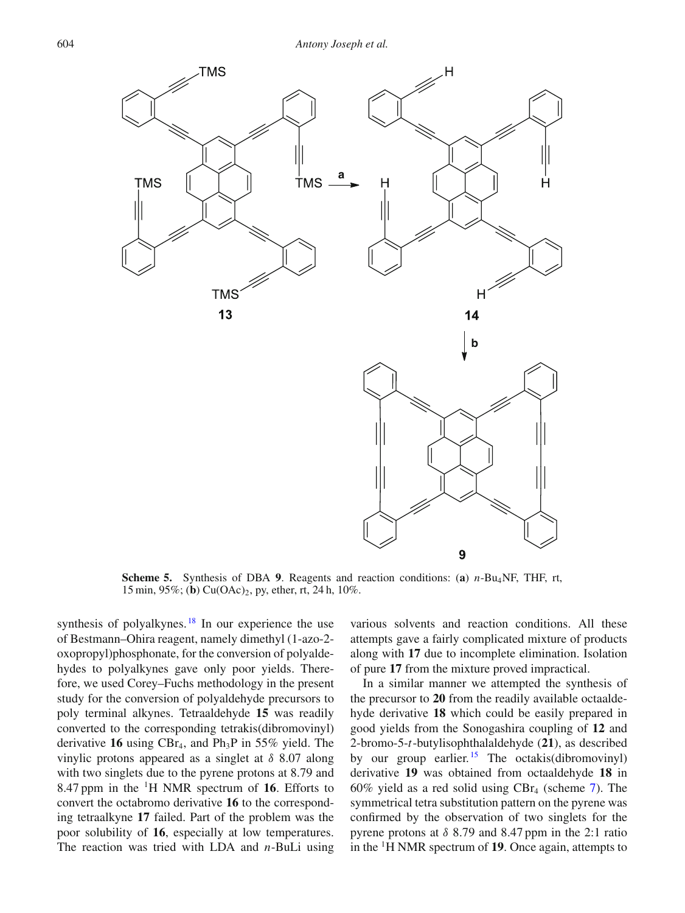**Scheme 5.** Synthesis of DBA **9**. Reagents and reaction conditions: (**a**) $n$-Bu$_4$NF, THF, rt, 15 min, 95%; (**b**) Cu(OAc)$_2$, py, ether, rt, 24 h, 10%.

synthesis of polyalkynes.[18] In our experience the use of Bestmann–Ohira reagent, namely dimethyl (1-azo-2-oxopropyl)phosphonate, for the conversion of polyaldehydes to polyalkynes gave only poor yields. Therefore, we used Corey–Fuchs methodology in the present study for the conversion of polyaldehyde precursors to poly terminal alkynes. Tetraaldehyde **15** was readily converted to the corresponding tetrakis(dibromovinyl) derivative **16** using CBr$_4$, and Ph$_3$P in 55% yield. The vinylic protons appeared as a singlet at $\delta$ 8.07 along with two singlets due to the pyrene protons at 8.79 and 8.47 ppm in the $^1$H NMR spectrum of **16**. Efforts to convert the octabromo derivative **16** to the corresponding tetraalkyne **17** failed. Part of the problem was the poor solubility of **16**, especially at low temperatures. The reaction was tried with LDA and $n$-BuLi using various solvents and reaction conditions. All these attempts gave a fairly complicated mixture of products along with **17** due to incomplete elimination. Isolation of pure **17** from the mixture proved impractical.

In a similar manner we attempted the synthesis of the precursor to **20** from the readily available octaaldehyde derivative **18** which could be easily prepared in good yields from the Sonogashira coupling of **12** and 2-bromo-5-$t$-butylisophthalaldehyde (**21**), as described by our group earlier.[15] The octakis(dibromovinyl) derivative **19** was obtained from octaaldehyde **18** in 60% yield as a red solid using CBr$_4$ (scheme 7). The symmetrical tetra substitution pattern on the pyrene was confirmed by the observation of two singlets for the pyrene protons at $\delta$ 8.79 and 8.47 ppm in the 2:1 ratio in the $^1$H NMR spectrum of **19**. Once again, attempts to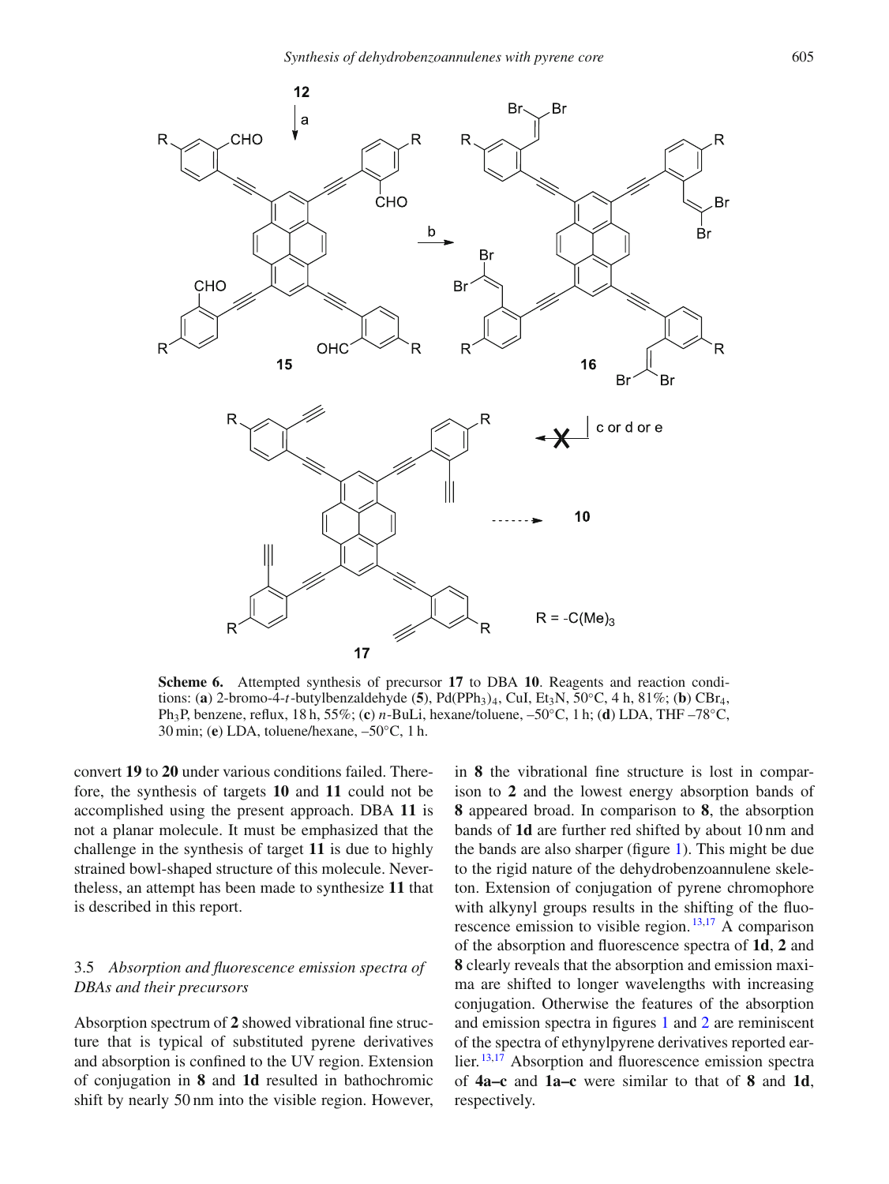**Scheme 6.** Attempted synthesis of precursor **17** to DBA **10**. Reagents and reaction conditions: (**a**) 2-bromo-4-*t*-butylbenzaldehyde (**5**), $Pd(PPh_3)_4$, CuI, $Et_3N$, 50°C, 4 h, 81%; (**b**) $CBr_4$, $Ph_3P$, benzene, reflux, 18 h, 55%; (**c**) *n*-BuLi, hexane/toluene, –50°C, 1 h; (**d**) LDA, THF –78°C, 30 min; (**e**) LDA, toluene/hexane, –50°C, 1 h.

convert **19** to **20** under various conditions failed. Therefore, the synthesis of targets **10** and **11** could not be accomplished using the present approach. DBA **11** is not a planar molecule. It must be emphasized that the challenge in the synthesis of target **11** is due to highly strained bowl-shaped structure of this molecule. Nevertheless, an attempt has been made to synthesize **11** that is described in this report.

### 3.5 *Absorption and fluorescence emission spectra of DBAs and their precursors*

Absorption spectrum of **2** showed vibrational fine structure that is typical of substituted pyrene derivatives and absorption is confined to the UV region. Extension of conjugation in **8** and **1d** resulted in bathochromic shift by nearly 50 nm into the visible region. However, in **8** the vibrational fine structure is lost in comparison to **2** and the lowest energy absorption bands of **8** appeared broad. In comparison to **8**, the absorption bands of **1d** are further red shifted by about 10 nm and the bands are also sharper (figure 1). This might be due to the rigid nature of the dehydrobenzoannulene skeleton. Extension of conjugation of pyrene chromophore with alkynyl groups results in the shifting of the fluorescence emission to visible region.[13,17] A comparison of the absorption and fluorescence spectra of **1d**, **2** and **8** clearly reveals that the absorption and emission maxima are shifted to longer wavelengths with increasing conjugation. Otherwise the features of the absorption and emission spectra in figures 1 and 2 are reminiscent of the spectra of ethynylpyrene derivatives reported earlier.[13,17] Absorption and fluorescence emission spectra of **4a–c** and **1a–c** were similar to that of **8** and **1d**, respectively.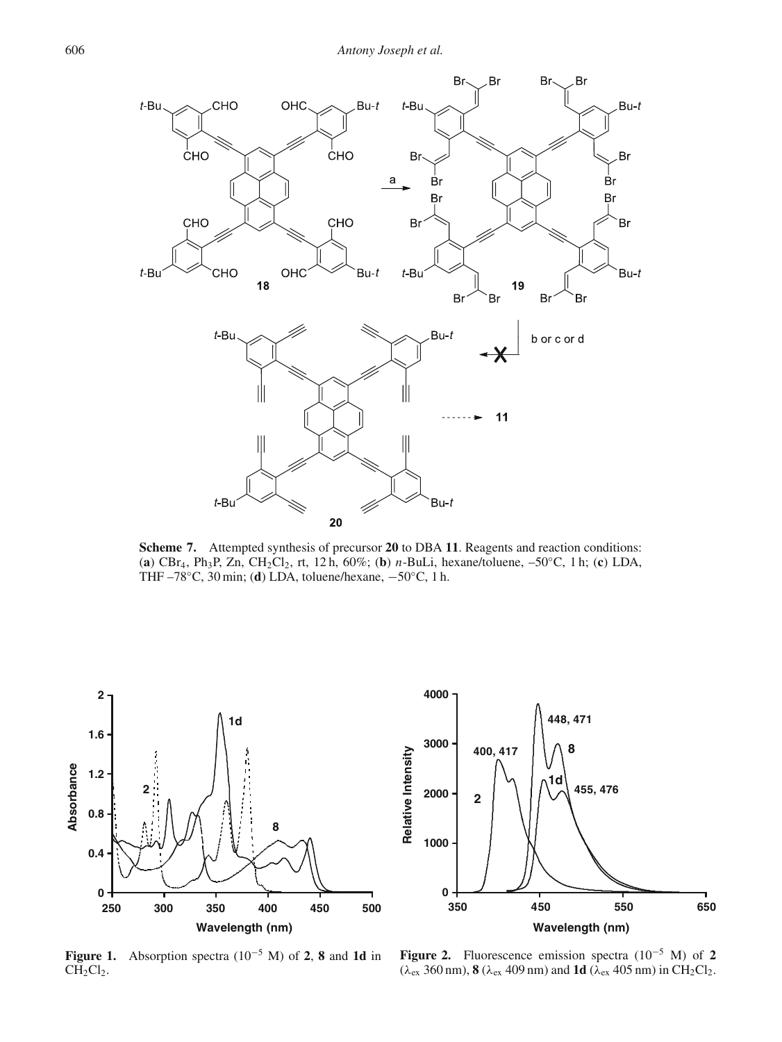**Scheme 7.** Attempted synthesis of precursor **20** to DBA **11**. Reagents and reaction conditions: (**a**) $CBr_4$, $Ph_3P$, Zn, $CH_2Cl_2$, rt, 12 h, 60%; (**b**) *n*-BuLi, hexane/toluene, −50°C, 1 h; (**c**) LDA, THF −78°C, 30 min; (**d**) LDA, toluene/hexane, −50°C, 1 h.

**Figure 1.** Absorption spectra ($10^{-5}$ M) of **2**, **8** and **1d** in $CH_2Cl_2$.

**Figure 2.** Fluorescence emission spectra ($10^{-5}$ M) of **2** ($\lambda_{ex}$ 360 nm), **8** ($\lambda_{ex}$ 409 nm) and **1d** ($\lambda_{ex}$ 405 nm) in $CH_2Cl_2$.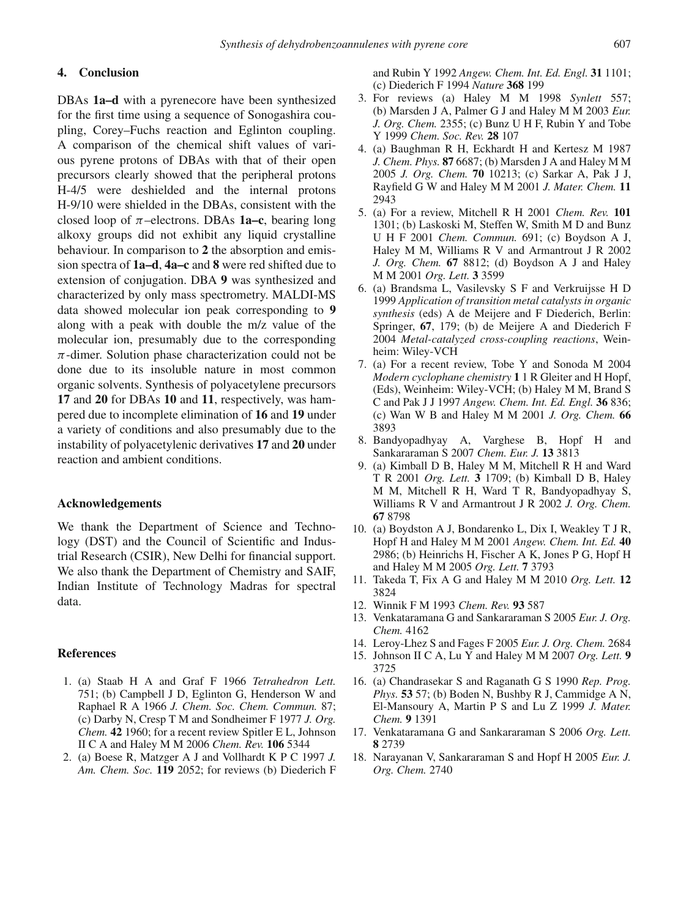## 4. Conclusion

DBAs **1a–d** with a pyrenecore have been synthesized for the first time using a sequence of Sonogashira coupling, Corey–Fuchs reaction and Eglinton coupling. A comparison of the chemical shift values of various pyrene protons of DBAs with that of their open precursors clearly showed that the peripheral protons H-4/5 were deshielded and the internal protons H-9/10 were shielded in the DBAs, consistent with the closed loop of $\pi$–electrons. DBAs **1a–c**, bearing long alkoxy groups did not exhibit any liquid crystalline behaviour. In comparison to **2** the absorption and emission spectra of **1a–d**, **4a–c** and **8** were red shifted due to extension of conjugation. DBA **9** was synthesized and characterized by only mass spectrometry. MALDI-MS data showed molecular ion peak corresponding to **9** along with a peak with double the m/z value of the molecular ion, presumably due to the corresponding $\pi$-dimer. Solution phase characterization could not be done due to its insoluble nature in most common organic solvents. Synthesis of polyacetylene precursors **17** and **20** for DBAs **10** and **11**, respectively, was hampered due to incomplete elimination of **16** and **19** under a variety of conditions and also presumably due to the instability of polyacetylenic derivatives **17** and **20** under reaction and ambient conditions.

### Acknowledgements

We thank the Department of Science and Technology (DST) and the Council of Scientific and Industrial Research (CSIR), New Delhi for financial support. We also thank the Department of Chemistry and SAIF, Indian Institute of Technology Madras for spectral data.

### References

1. (a) Staab H A and Graf F 1966 *Tetrahedron Lett.* 751; (b) Campbell J D, Eglinton G, Henderson W and Raphael R A 1966 *J. Chem. Soc. Chem. Commun.* 87; (c) Darby N, Cresp T M and Sondheimer F 1977 *J. Org. Chem.* **42** 1960; for a recent review Spitler E L, Johnson II C A and Haley M M 2006 *Chem. Rev.* **106** 5344
2. (a) Boese R, Matzger A J and Vollhardt K P C 1997 *J. Am. Chem. Soc.* **119** 2052; for reviews (b) Diederich F and Rubin Y 1992 *Angew. Chem. Int. Ed. Engl.* **31** 1101; (c) Diederich F 1994 *Nature* **368** 199
3. For reviews (a) Haley M M 1998 *Synlett* 557; (b) Marsden J A, Palmer G J and Haley M M 2003 *Eur. J. Org. Chem.* 2355; (c) Bunz U H F, Rubin Y and Tobe Y 1999 *Chem. Soc. Rev.* **28** 107
4. (a) Baughman R H, Eckhardt H and Kertesz M 1987 *J. Chem. Phys.* **87** 6687; (b) Marsden J A and Haley M M 2005 *J. Org. Chem.* **70** 10213; (c) Sarkar A, Pak J J, Rayfield G W and Haley M M 2001 *J. Mater. Chem.* **11** 2943
5. (a) For a review, Mitchell R H 2001 *Chem. Rev.* **101** 1301; (b) Laskoski M, Steffen W, Smith M D and Bunz U H F 2001 *Chem. Commun.* 691; (c) Boydson A J, Haley M M, Williams R V and Armantrout J R 2002 *J. Org. Chem.* **67** 8812; (d) Boydson A J and Haley M M 2001 *Org. Lett.* **3** 3599
6. (a) Brandsma L, Vasilevsky S F and Verkruijsse H D 1999 *Application of transition metal catalysts in organic synthesis* (eds) A de Meijere and F Diederich, Berlin: Springer, **67**, 179; (b) de Meijere A and Diederich F 2004 *Metal-catalyzed cross-coupling reactions*, Weinheim: Wiley-VCH
7. (a) For a recent review, Tobe Y and Sonoda M 2004 *Modern cyclophane chemistry* **1** 1 R Gleiter and H Hopf, (Eds), Weinheim: Wiley-VCH; (b) Haley M M, Brand S C and Pak J J 1997 *Angew. Chem. Int. Ed. Engl.* **36** 836; (c) Wan W B and Haley M M 2001 *J. Org. Chem.* **66** 3893
8. Bandyopadhyay A, Varghese B, Hopf H and Sankararaman S 2007 *Chem. Eur. J.* **13** 3813
9. (a) Kimball D B, Haley M M, Mitchell R H and Ward T R 2001 *Org. Lett.* **3** 1709; (b) Kimball D B, Haley M M, Mitchell R H, Ward T R, Bandyopadhyay S, Williams R V and Armantrout J R 2002 *J. Org. Chem.* **67** 8798
10. (a) Boydston A J, Bondarenko L, Dix I, Weakley T J R, Hopf H and Haley M M 2001 *Angew. Chem. Int. Ed.* **40** 2986; (b) Heinrichs H, Fischer A K, Jones P G, Hopf H and Haley M M 2005 *Org. Lett.* **7** 3793
11. Takeda T, Fix A G and Haley M M 2010 *Org. Lett.* **12** 3824
12. Winnik F M 1993 *Chem. Rev.* **93** 587
13. Venkataramana G and Sankararaman S 2005 *Eur. J. Org. Chem.* 4162
14. Leroy-Lhez S and Fages F 2005 *Eur. J. Org. Chem.* 2684
15. Johnson II C A, Lu Y and Haley M M 2007 *Org. Lett.* **9** 3725
16. (a) Chandrasekar S and Raganath G S 1990 *Rep. Prog. Phys.* **53** 57; (b) Boden N, Bushby R J, Cammidge A N, El-Mansoury A, Martin P S and Lu Z 1999 *J. Mater. Chem.* **9** 1391
17. Venkataramana G and Sankararaman S 2006 *Org. Lett.* **8** 2739
18. Narayanan V, Sankararaman S and Hopf H 2005 *Eur. J. Org. Chem.* 2740